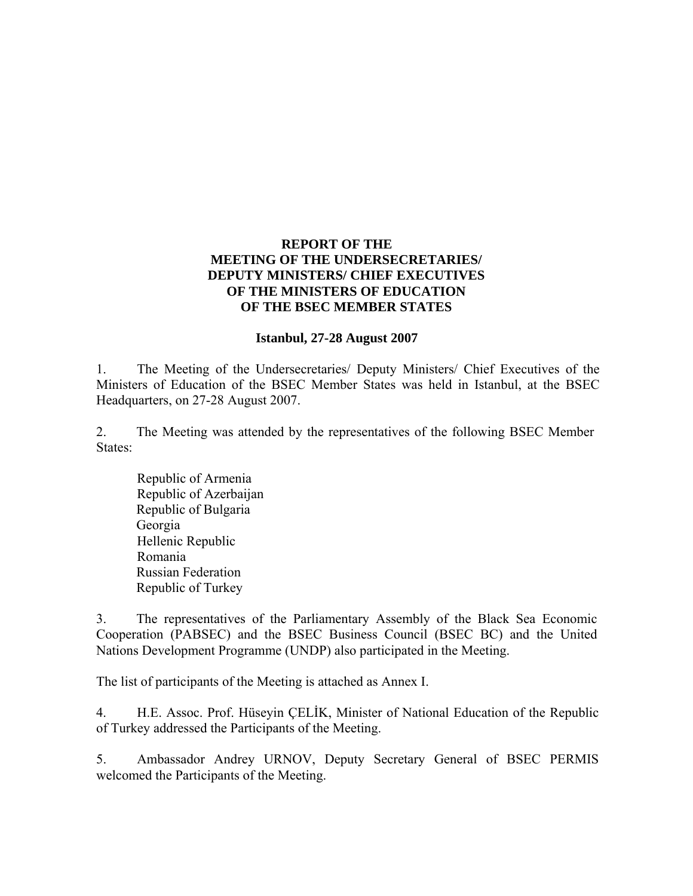# REPORT OF THE MEETING OF THE UNDERSECRETARIES/ DEPUTY MINISTERS/ CHIEF EXECUTIVES OF THE MINISTERS OF EDUCATION OF THE BSEC MEMBER STATES

**Istanbul, 27-28 August 2007**

1. The Meeting of the Undersecretaries/ Deputy Ministers/ Chief Executives of the Ministers of Education of the BSEC Member States was held in Istanbul, at the BSEC Headquarters, on 27-28 August 2007.

2. The Meeting was attended by the representatives of the following BSEC Member States:

   Republic of Armenia
   Republic of Azerbaijan
   Republic of Bulgaria
   Georgia
   Hellenic Republic
   Romania
   Russian Federation
   Republic of Turkey

3. The representatives of the Parliamentary Assembly of the Black Sea Economic Cooperation (PABSEC) and the BSEC Business Council (BSEC BC) and the United Nations Development Programme (UNDP) also participated in the Meeting.

The list of participants of the Meeting is attached as Annex I.

4. H.E. Assoc. Prof. Hüseyin ÇELİK, Minister of National Education of the Republic of Turkey addressed the Participants of the Meeting.

5. Ambassador Andrey URNOV, Deputy Secretary General of BSEC PERMIS welcomed the Participants of the Meeting.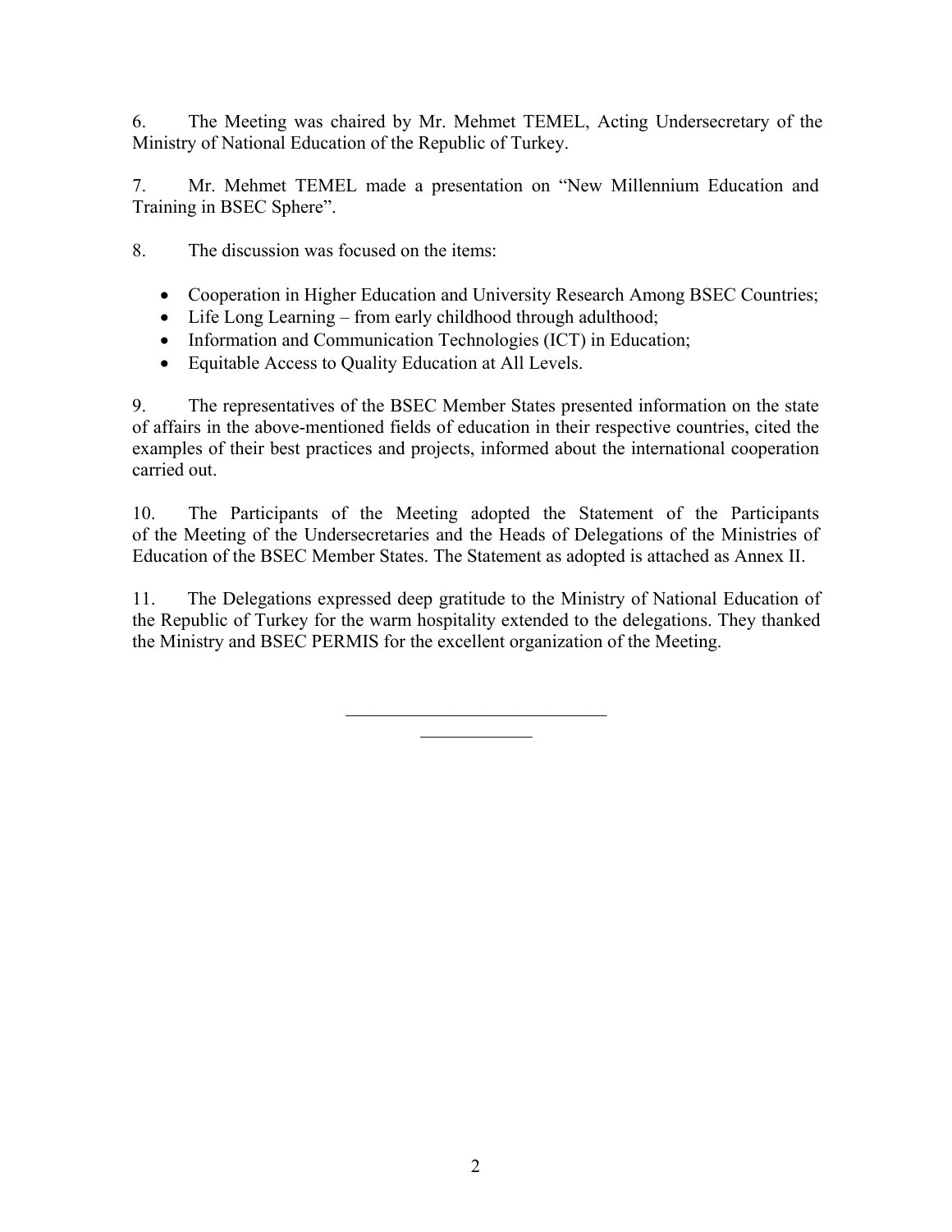6. The Meeting was chaired by Mr. Mehmet TEMEL, Acting Undersecretary of the Ministry of National Education of the Republic of Turkey.

7. Mr. Mehmet TEMEL made a presentation on "New Millennium Education and Training in BSEC Sphere".

8. The discussion was focused on the items:

- Cooperation in Higher Education and University Research Among BSEC Countries;
- Life Long Learning – from early childhood through adulthood;
- Information and Communication Technologies (ICT) in Education;
- Equitable Access to Quality Education at All Levels.

9. The representatives of the BSEC Member States presented information on the state of affairs in the above-mentioned fields of education in their respective countries, cited the examples of their best practices and projects, informed about the international cooperation carried out.

10. The Participants of the Meeting adopted the Statement of the Participants of the Meeting of the Undersecretaries and the Heads of Delegations of the Ministries of Education of the BSEC Member States. The Statement as adopted is attached as Annex II.

11. The Delegations expressed deep gratitude to the Ministry of National Education of the Republic of Turkey for the warm hospitality extended to the delegations. They thanked the Ministry and BSEC PERMIS for the excellent organization of the Meeting.